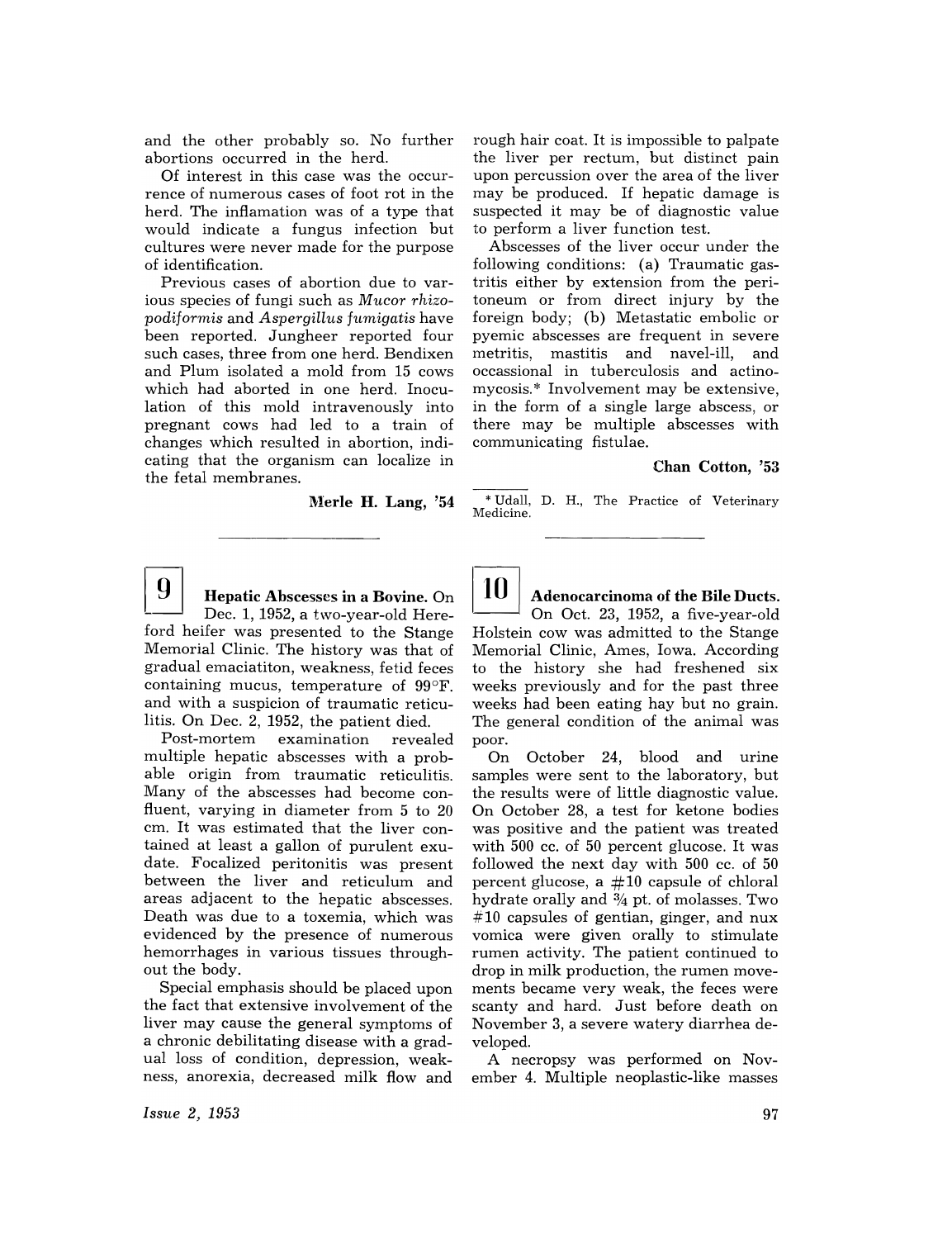and the other probably so. No further abortions occurred in the herd.

Of interest in this case was the occurrence of numerous cases of foot rot in the herd. The inflamation was of a type that would indicate a fungus infection but cultures were never made for the purpose of identification.

Previous cases of abortion due to various species of fungi such as *Mucor rhizopodiformis* and *Aspergillus fumigatis* have been reported. Jungheer reported four such cases, three from one herd. Bendixen and Plum isolated a mold from 15 cows which had aborted in one herd. Inoculation of this mold intravenously into pregnant cows had led to a train of changes which resulted in abortion, indicating that the organism can localize in the fetal membranes.

**Merle H. Lang, '54**

---

## 9 Hepatic Abscesses in a Bovine.

On Dec. 1, 1952, a two-year-old Hereford heifer was presented to the Stange Memorial Clinic. The history was that of gradual emaciatiton, weakness, fetid feces containing mucus, temperature of 99°F. and with a suspicion of traumatic reticulitis. On Dec. 2, 1952, the patient died.

Post-mortem examination revealed multiple hepatic abscesses with a probable origin from traumatic reticulitis. Many of the abscesses had become confluent, varying in diameter from 5 to 20 cm. It was estimated that the liver contained at least a gallon of purulent exudate. Focalized peritonitis was present between the liver and reticulum and areas adjacent to the hepatic abscesses. Death was due to a toxemia, which was evidenced by the presence of numerous hemorrhages in various tissues throughout the body.

Special emphasis should be placed upon the fact that extensive involvement of the liver may cause the general symptoms of a chronic debilitating disease with a gradual loss of condition, depression, weakness, anorexia, decreased milk flow and rough hair coat. It is impossible to palpate the liver per rectum, but distinct pain upon percussion over the area of the liver may be produced. If hepatic damage is suspected it may be of diagnostic value to perform a liver function test.

Abscesses of the liver occur under the following conditions: (a) Traumatic gastritis either by extension from the peritoneum or from direct injury by the foreign body; (b) Metastatic embolic or pyemic abscesses are frequent in severe metritis, mastitis and navel-ill, and occassional in tuberculosis and actinomycosis.* Involvement may be extensive, in the form of a single large abscess, or there may be multiple abscesses with communicating fistulae.

**Chan Cotton, '53**

* Udall, D. H., The Practice of Veterinary Medicine.

---

## 10 Adenocarcinoma of the Bile Ducts.

On Oct. 23, 1952, a five-year-old Holstein cow was admitted to the Stange Memorial Clinic, Ames, Iowa. According to the history she had freshened six weeks previously and for the past three weeks had been eating hay but no grain. The general condition of the animal was poor.

On October 24, blood and urine samples were sent to the laboratory, but the results were of little diagnostic value. On October 28, a test for ketone bodies was positive and the patient was treated with 500 cc. of 50 percent glucose. It was followed the next day with 500 cc. of 50 percent glucose, a #10 capsule of chloral hydrate orally and ¾ pt. of molasses. Two #10 capsules of gentian, ginger, and nux vomica were given orally to stimulate rumen activity. The patient continued to drop in milk production, the rumen movements became very weak, the feces were scanty and hard. Just before death on November 3, a severe watery diarrhea developed.

A necropsy was performed on November 4. Multiple neoplastic-like masses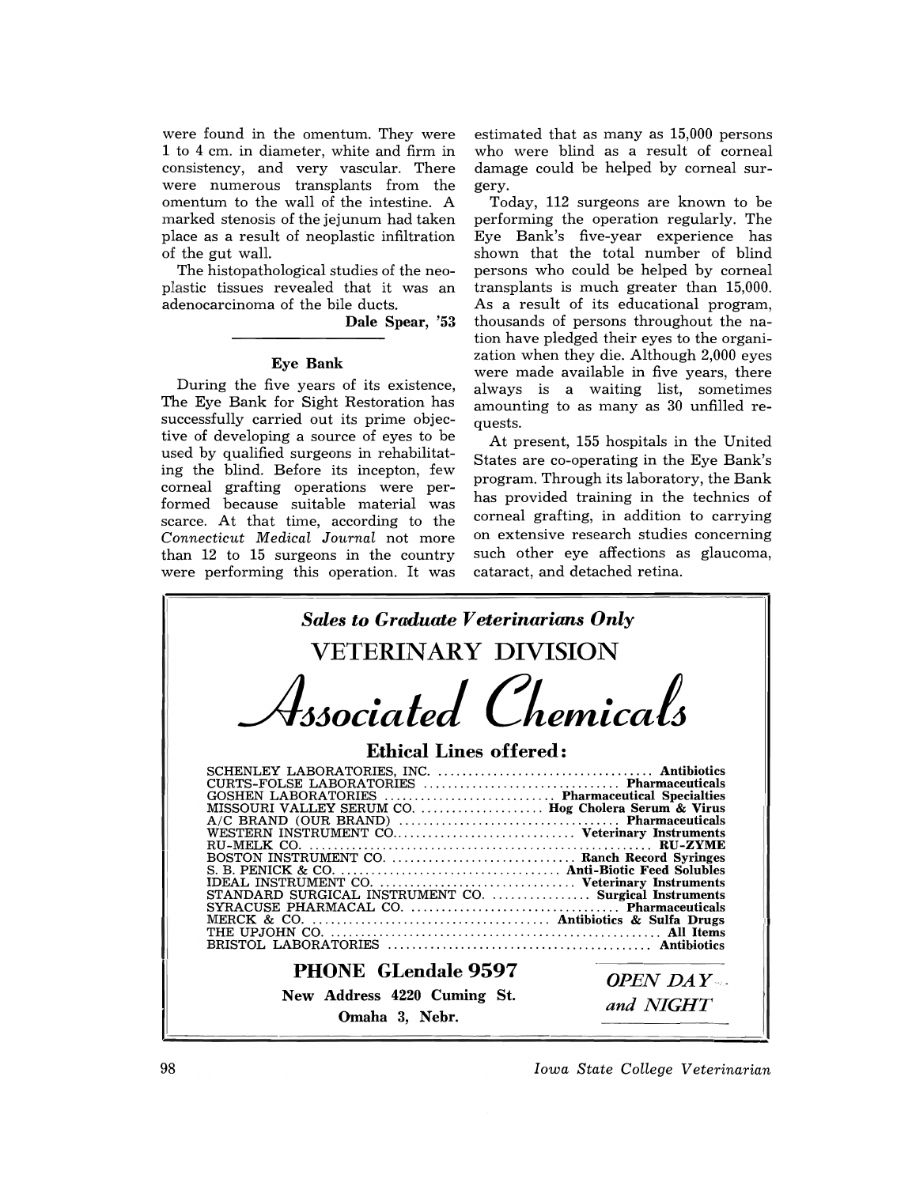were found in the omentum. They were 1 to 4 cm. in diameter, white and firm in consistency, and very vascular. There were numerous transplants from the omentum to the wall of the intestine. A marked stenosis of the jejunum had taken place as a result of neoplastic infiltration of the gut wall.

The histopathological studies of the neoplastic tissues revealed that it was an adenocarcinoma of the bile ducts.

**Dale Spear, '53**

### Eye Bank

During the five years of its existence, The Eye Bank for Sight Restoration has successfully carried out its prime objective of developing a source of eyes to be used by qualified surgeons in rehabilitating the blind. Before its incepton, few corneal grafting operations were performed because suitable material was scarce. At that time, according to the *Connecticut Medical Journal* not more than 12 to 15 surgeons in the country were performing this operation. It was estimated that as many as 15,000 persons who were blind as a result of corneal damage could be helped by corneal surgery.

Today, 112 surgeons are known to be performing the operation regularly. The Eye Bank's five-year experience has shown that the total number of blind persons who could be helped by corneal transplants is much greater than 15,000. As a result of its educational program, thousands of persons throughout the nation have pledged their eyes to the organization when they die. Although 2,000 eyes were made available in five years, there always is a waiting list, sometimes amounting to as many as 30 unfilled requests.

At present, 155 hospitals in the United States are co-operating in the Eye Bank's program. Through its laboratory, the Bank has provided training in the technics of corneal grafting, in addition to carrying on extensive research studies concerning such other eye affections as glaucoma, cataract, and detached retina.

***Sales to Graduate Veterinarians Only***

## VETERINARY DIVISION

# *Associated Chemicals*

**Ethical Lines offered:**

| | |
|---|---|
| SCHENLEY LABORATORIES, INC. | **Antibiotics** |
| CURTS-FOLSE LABORATORIES | **Pharmaceuticals** |
| GOSHEN LABORATORIES | **Pharmaceutical Specialties** |
| MISSOURI VALLEY SERUM CO. | **Hog Cholera Serum & Virus** |
| A/C BRAND (OUR BRAND) | **Pharmaceuticals** |
| WESTERN INSTRUMENT CO. | **Veterinary Instruments** |
| RU-MELK CO. | **RU-ZYME** |
| BOSTON INSTRUMENT CO. | **Ranch Record Syringes** |
| S. B. PENICK & CO. | **Anti-Biotic Feed Solubles** |
| IDEAL INSTRUMENT CO. | **Veterinary Instruments** |
| STANDARD SURGICAL INSTRUMENT CO. | **Surgical Instruments** |
| SYRACUSE PHARMACAL CO. | **Pharmaceuticals** |
| MERCK & CO. | **Antibiotics & Sulfa Drugs** |
| THE UPJOHN CO. | **All Items** |
| BRISTOL LABORATORIES | **Antibiotics** |

**PHONE GLendale 9597**

**New Address 4220 Cuming St.**

**Omaha 3, Nebr.**

***OPEN DAY and NIGHT***